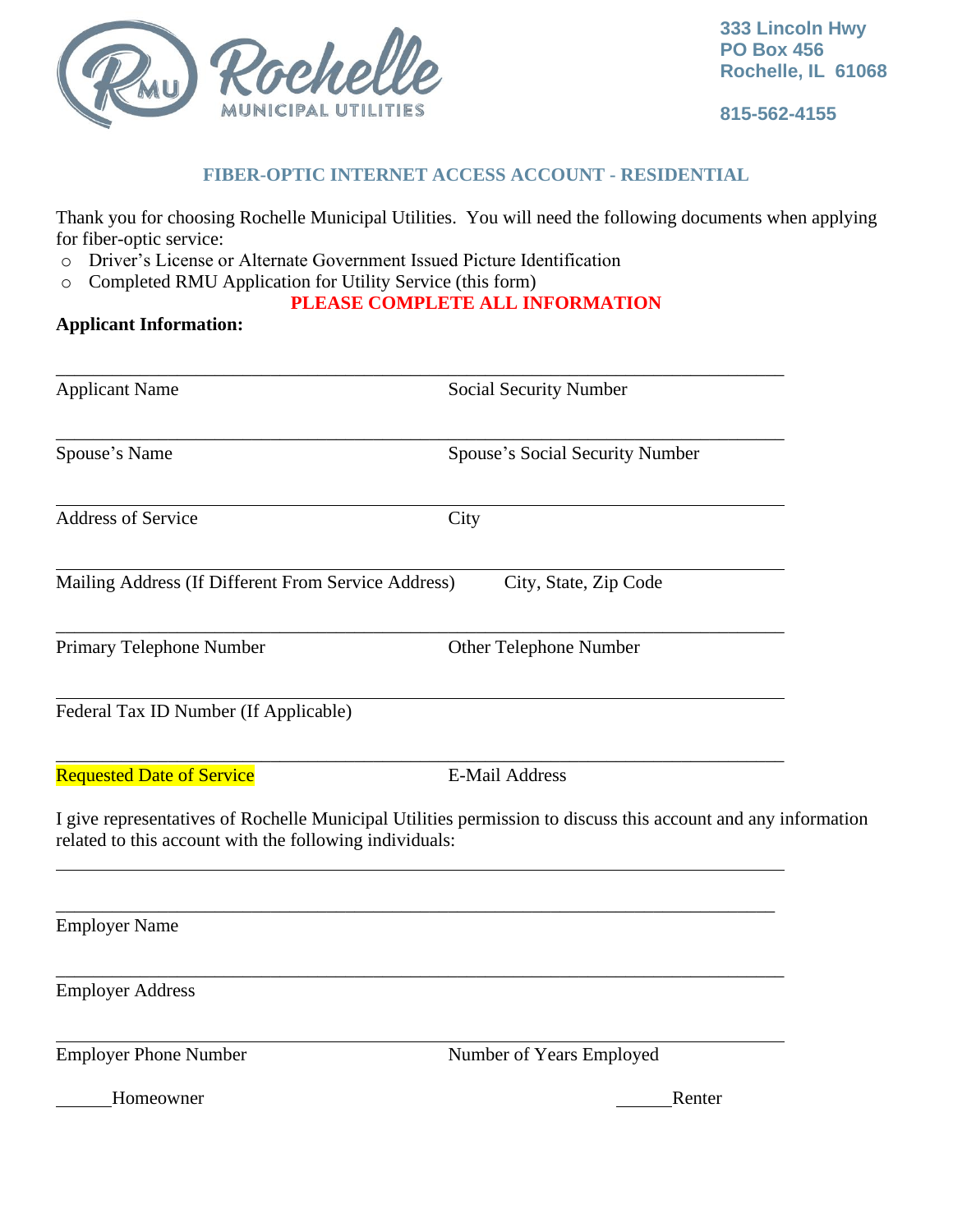Rochelle MUNICIPAL UTILITIES

333 Lincoln Hwy
PO Box 456
Rochelle, IL 61068

815-562-4155

## FIBER-OPTIC INTERNET ACCESS ACCOUNT - RESIDENTIAL

Thank you for choosing Rochelle Municipal Utilities. You will need the following documents when applying for fiber-optic service:

- Driver's License or Alternate Government Issued Picture Identification
- Completed RMU Application for Utility Service (this form)

**PLEASE COMPLETE ALL INFORMATION**

**Applicant Information:**

_______________________________________________
Applicant Name | Social Security Number

_______________________________________________
Spouse's Name | Spouse's Social Security Number

_______________________________________________
Address of Service | City

_______________________________________________
Mailing Address (If Different From Service Address) | City, State, Zip Code

_______________________________________________
Primary Telephone Number | Other Telephone Number

_______________________________________________
Federal Tax ID Number (If Applicable)

_______________________________________________
Requested Date of Service | E-Mail Address

I give representatives of Rochelle Municipal Utilities permission to discuss this account and any information related to this account with the following individuals:

_______________________________________________

_______________________________________________
Employer Name

_______________________________________________
Employer Address

_______________________________________________
Employer Phone Number | Number of Years Employed

______Homeowner ______Renter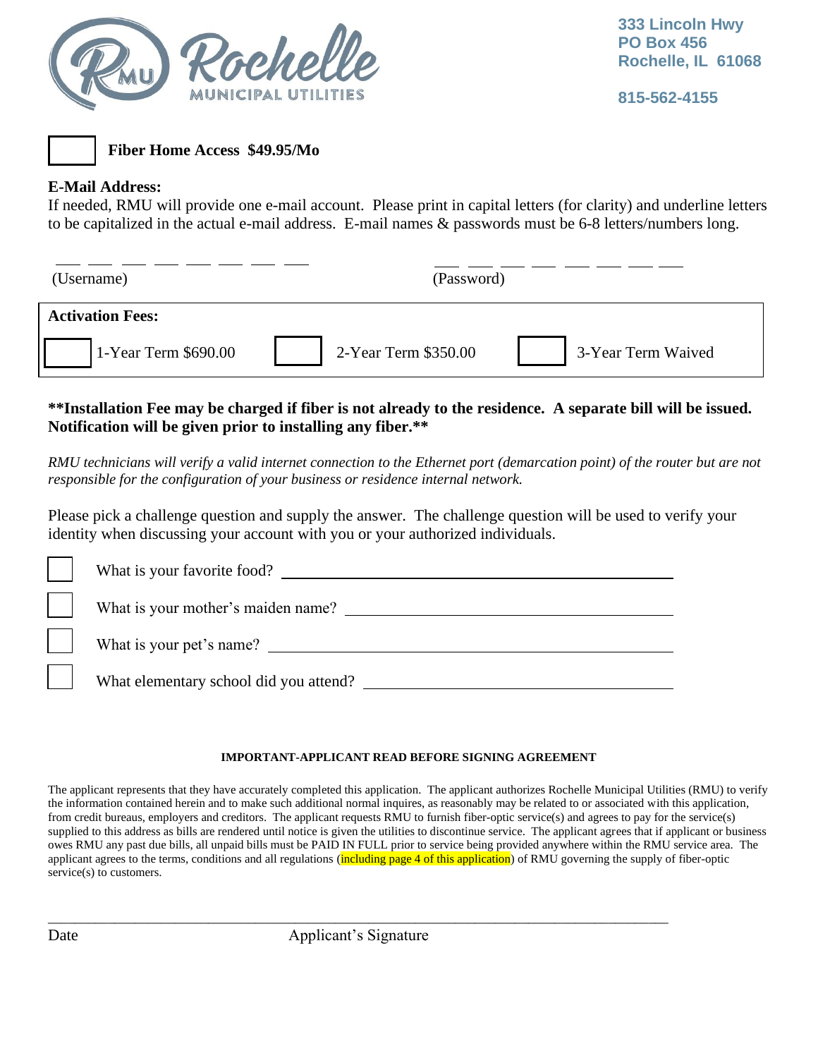Rochelle Municipal Utilities

333 Lincoln Hwy
PO Box 456
Rochelle, IL 61068

815-562-4155

☐ **Fiber Home Access $49.95/Mo**

**E-Mail Address:**
If needed, RMU will provide one e-mail account. Please print in capital letters (for clarity) and underline letters to be capitalized in the actual e-mail address. E-mail names & passwords must be 6-8 letters/numbers long.

\_\_ \_\_ \_\_ \_\_ \_\_ \_\_ \_\_ \_\_ (Username)

\_\_ \_\_ \_\_ \_\_ \_\_ \_\_ \_\_ \_\_ (Password)

**Activation Fees:**

☐ 1-Year Term $690.00 ☐ 2-Year Term $350.00 ☐ 3-Year Term Waived

**\*\*Installation Fee may be charged if fiber is not already to the residence. A separate bill will be issued. Notification will be given prior to installing any fiber.\*\***

*RMU technicians will verify a valid internet connection to the Ethernet port (demarcation point) of the router but are not responsible for the configuration of your business or residence internal network.*

Please pick a challenge question and supply the answer. The challenge question will be used to verify your identity when discussing your account with you or your authorized individuals.

☐ What is your favorite food? \_\_\_\_\_\_\_\_\_\_\_\_\_\_\_\_\_\_\_\_

☐ What is your mother's maiden name? \_\_\_\_\_\_\_\_\_\_\_\_\_\_\_\_\_\_\_\_

☐ What is your pet's name? \_\_\_\_\_\_\_\_\_\_\_\_\_\_\_\_\_\_\_\_

☐ What elementary school did you attend? \_\_\_\_\_\_\_\_\_\_\_\_\_\_\_\_\_\_\_\_

**IMPORTANT-APPLICANT READ BEFORE SIGNING AGREEMENT**

The applicant represents that they have accurately completed this application. The applicant authorizes Rochelle Municipal Utilities (RMU) to verify the information contained herein and to make such additional normal inquires, as reasonably may be related to or associated with this application, from credit bureaus, employers and creditors. The applicant requests RMU to furnish fiber-optic service(s) and agrees to pay for the service(s) supplied to this address as bills are rendered until notice is given the utilities to discontinue service. The applicant agrees that if applicant or business owes RMU any past due bills, all unpaid bills must be PAID IN FULL prior to service being provided anywhere within the RMU service area. The applicant agrees to the terms, conditions and all regulations (including page 4 of this application) of RMU governing the supply of fiber-optic service(s) to customers.

\_\_\_\_\_\_\_\_\_\_\_\_\_\_\_\_\_\_\_\_\_\_\_\_\_\_\_\_\_\_\_\_\_\_\_\_\_\_\_\_\_\_\_\_\_\_\_\_\_\_\_\_\_\_\_\_\_\_\_\_\_\_\_\_\_\_

Date Applicant's Signature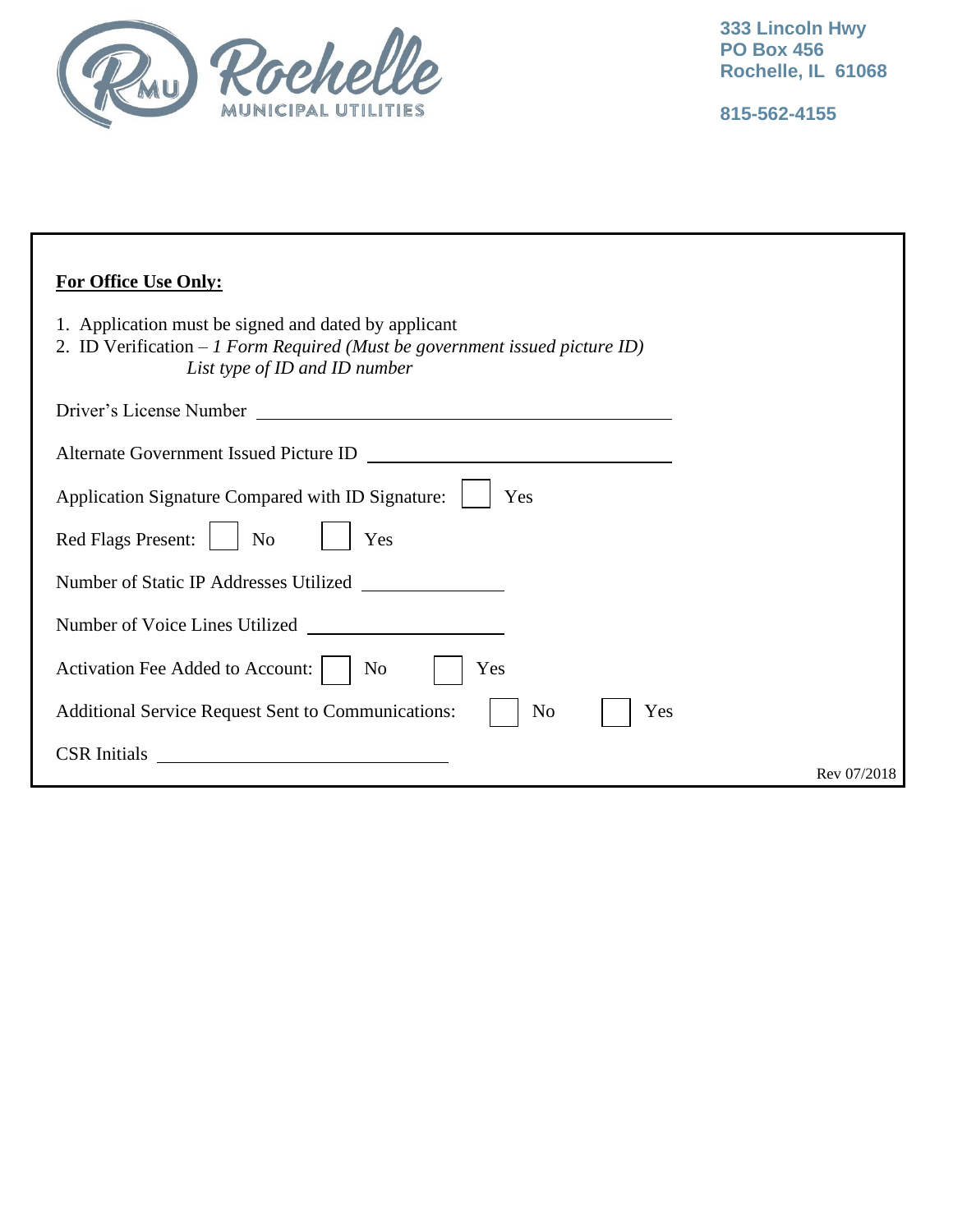Rochelle MUNICIPAL UTILITIES

**333 Lincoln Hwy**
**PO Box 456**
**Rochelle, IL 61068**

**815-562-4155**

**For Office Use Only:**

1. Application must be signed and dated by applicant
2. ID Verification – *1 Form Required (Must be government issued picture ID)*
   *List type of ID and ID number*

Driver's License Number \_\_\_\_\_\_\_\_\_\_\_\_\_\_\_\_\_\_\_\_\_\_\_\_\_\_\_\_\_\_\_\_\_\_\_\_\_\_\_\_

Alternate Government Issued Picture ID \_\_\_\_\_\_\_\_\_\_\_\_\_\_\_\_\_\_\_\_\_\_\_\_\_\_\_\_

Application Signature Compared with ID Signature: ☐ Yes

Red Flags Present: ☐ No ☐ Yes

Number of Static IP Addresses Utilized \_\_\_\_\_\_\_\_\_\_\_\_\_\_

Number of Voice Lines Utilized \_\_\_\_\_\_\_\_\_\_\_\_\_\_\_\_\_\_\_\_

Activation Fee Added to Account: ☐ No ☐ Yes

Additional Service Request Sent to Communications: ☐ No ☐ Yes

CSR Initials \_\_\_\_\_\_\_\_\_\_\_\_\_\_\_\_\_\_\_\_\_\_\_\_\_\_\_\_\_

Rev 07/2018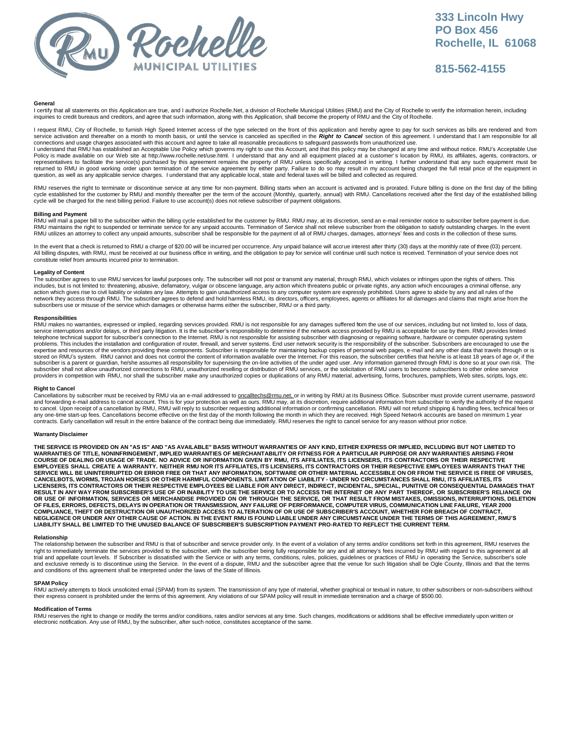**333 Lincoln Hwy**
**PO Box 456**
**Rochelle, IL 61068**

**815-562-4155**

#### General

I certify that all statements on this Application are true, and I authorize Rochelle.Net, a division of Rochelle Municipal Utilities (RMU) and the City of Rochelle to verify the information herein, including inquiries to credit bureaus and creditors, and agree that such information, along with this Application, shall become the property of RMU and the City of Rochelle.

I request RMU, City of Rochelle, to furnish High Speed Internet access of the type selected on the front of this application and hereby agree to pay for such services as bills are rendered and from service activation and thereafter on a month to month basis, or until the service is canceled as specified in the ***Right to Cancel*** section of this agreement. I understand that I am responsible for all connections and usage charges associated with this account and agree to take all reasonable precautions to safeguard passwords from unauthorized use.
I understand that RMU has established an Acceptable Use Policy which governs my right to use this Account, and that this policy may be changed at any time and without notice. RMU's Acceptable Use Policy is made available on our Web site at http://www.rochelle.net/use.html. I understand that any and all equipment placed at a customer's location by RMU, its affiliates, agents, contractors, or representatives to facilitate the service(s) purchased by this agreement remains the property of RMU unless specifically accepted in writing. I further understand that any such equipment must be returned to RMU in good working order upon termination of the service agreement by either party. Failure to do so may result in my account being charged the full retail price of the equipment in question, as well as any applicable service charges. I understand that any applicable local, state and federal taxes will be billed and collected as required.

RMU reserves the right to terminate or discontinue service at any time for non-payment. Billing starts when an account is activated and is prorated. Future billing is done on the first day of the billing cycle established for the customer by RMU and monthly thereafter per the term of the account (Monthly, quarterly, annual) with RMU. Cancellations received after the first day of the established billing cycle will be charged for the next billing period. Failure to use account(s) does not relieve subscriber of payment obligations.

#### Billing and Payment

RMU will mail a paper bill to the subscriber within the billing cycle established for the customer by RMU. RMU may, at its discretion, send an e-mail reminder notice to subscriber before payment is due. RMU maintains the right to suspended or terminate service for any unpaid accounts. Termination of Service shall not relieve subscriber from the obligation to satisfy outstanding charges. In the event RMU utilizes an attorney to collect any unpaid amounts, subscriber shall be responsible for the payment of all of RMU charges, damages, attorneys' fees and costs in the collection of these sums.

In the event that a check is returned to RMU a charge of $20.00 will be incurred per occurrence. Any unpaid balance will accrue interest after thirty (30) days at the monthly rate of three (03) percent. All billing disputes, with RMU, must be received at our business office in writing, and the obligation to pay for service will continue until such notice is received. Termination of your service does not constitute relief from amounts incurred prior to termination.

#### Legality of Content

The subscriber agrees to use RMU services for lawful purposes only. The subscriber will not post or transmit any material, through RMU, which violates or infringes upon the rights of others. This includes, but is not limited to: threatening, abusive, defamatory, vulgar or obscene language, any action which threatens public or private rights, any action which encourages a criminal offense, any action which gives rise to civil liability or violates any law. Attempts to gain unauthorized access to any computer system are expressly prohibited. Users agree to abide by any and all rules of the network they access through RMU. The subscriber agrees to defend and hold harmless RMU, its directors, officers, employees, agents or affiliates for all damages and claims that might arise from the subscribers use or misuse of the service which damages or otherwise harms either the subscriber, RMU or a third party.

#### Responsibilities

RMU makes no warranties, expressed or implied, regarding services provided. RMU is not responsible for any damages suffered from the use of our services, including but not limited to, loss of data, service interruptions and/or delays, or third party litigation. It is the subscriber's responsibility to determine if the network access provided by RMU is acceptable for use by them. RMU provides limited telephone technical support for subscriber's connection to the Internet. RMU is not responsible for assisting subscriber with diagnosing or repairing software, hardware or computer operating system problems. This includes the installation and configuration of router, firewall, and server systems. End user network security is the responsibility of the subscriber. Subscribers are encouraged to use the expertise and resources of the vendors providing these components. Subscriber is responsible for maintaining backup copies of personal web pages, e-mail and any other data that travels through or is stored on RMU's system. RMU cannot and does not control the content of information available over the Internet. For this reason, the subscriber certifies that he/she is at least 18 years of age or, if the subscriber is a parent or guardian, he/she assumes all responsibility for supervising the on-line activities of the under aged user. Any information garnered through RMU is done so at your own risk. The subscriber shall not allow unauthorized connections to RMU, unauthorized reselling or distribution of RMU services, or the solicitation of RMU users to become subscribers to other online service providers in competition with RMU, nor shall the subscriber make any unauthorized copies or duplications of any RMU material, advertising, forms, brochures, pamphlets, Web sites, scripts, logs, etc.

#### Right to Cancel

Cancellations by subscriber must be received by RMU via an e-mail addressed to oncalltechs@rmu.net, or in writing by RMU at its Business Office. Subscriber must provide current username, password and forwarding e-mail address to cancel account. This is for your protection as well as ours. RMU may, at its discretion, require additional information from subscriber to verify the authority of the request to cancel. Upon receipt of a cancellation by RMU, RMU will reply to subscriber requesting additional information or confirming cancellation. RMU will not refund shipping & handling fees, technical fees or any one-time start-up fees. Cancellations become effective on the first day of the month following the month in which they are received. High Speed Network accounts are based on minimum 1 year contracts. Early cancellation will result in the entire balance of the contract being due immediately. RMU reserves the right to cancel service for any reason without prior notice.

#### Warranty Disclaimer

**THE SERVICE IS PROVIDED ON AN "AS IS" AND "AS AVAILABLE" BASIS WITHOUT WARRANTIES OF ANY KIND, EITHER EXPRESS OR IMPLIED, INCLUDING BUT NOT LIMITED TO WARRANTIES OF TITLE, NONINFRINGEMENT, IMPLIED WARRANTIES OF MERCHANTABILITY OR FITNESS FOR A PARTICULAR PURPOSE OR ANY WARRANTIES ARISING FROM COURSE OF DEALING OR USAGE OF TRADE. NO ADVICE OR INFORMATION GIVEN BY RMU, ITS AFFILIATES, ITS LICENSERS, ITS CONTRACTORS OR THEIR RESPECTIVE EMPLOYEES SHALL CREATE A WARRANTY. NEITHER RMU NOR ITS AFFILIATES, ITS LICENSERS, ITS CONTRACTORS OR THEIR RESPECTIVE EMPLOYEES WARRANTS THAT THE SERVICE WILL BE UNINTERRUPTED OR ERROR FREE OR THAT ANY INFORMATION, SOFTWARE OR OTHER MATERIAL ACCESSIBLE ON OR FROM THE SERVICE IS FREE OF VIRUSES, CANCELBOTS, WORMS, TROJAN HORSES OR OTHER HARMFUL COMPONENTS. LIMITATION OF LIABILITY - UNDER NO CIRCUMSTANCES SHALL RMU, ITS AFFILIATES, ITS LICENSERS, ITS CONTRACTORS OR THEIR RESPECTIVE EMPLOYEES BE LIABLE FOR ANY DIRECT, INDIRECT, INCIDENTAL, SPECIAL, PUNITIVE OR CONSEQUENTIAL DAMAGES THAT RESULT IN ANY WAY FROM SUBSCRIBER'S USE OF OR INABILITY TO USE THE SERVICE OR TO ACCESS THE INTERNET OR ANY PART THEREOF, OR SUBSCRIBER'S RELIANCE ON OR USE OF INFORMATION, SERVICES OR MERCHANDISE PROVIDED ON OR THROUGH THE SERVICE, OR THAT RESULT FROM MISTAKES, OMISSIONS, INTERRUPTIONS, DELETION OF FILES, ERRORS, DEFECTS, DELAYS IN OPERATION OR TRANSMISSION, ANY FAILURE OF PERFORMANCE, COMPUTER VIRUS, COMMUNICATION LINE FAILURE, YEAR 2000 COMPLIANCE, THEFT OR DESTRUCTION OR UNAUTHORIZED ACCESS TO ALTERATION OF OR USE OF SUBSCRIBER'S ACCOUNT, WHETHER FOR BREACH OF CONTRACT, NEGLIGENCE OR UNDER ANY OTHER CAUSE OF ACTION. IN THE EVENT RMU IS FOUND LIABLE UNDER ANY CIRCUMSTANCE UNDER THE TERMS OF THIS AGREEMENT, RMU'S LIABILITY SHALL BE LIMITED TO THE UNUSED BALANCE OF SUBSCRIBER'S SUBSCRIPTION PAYMENT PRO-RATED TO REFLECT THE CURRENT TERM.**

#### Relationship

The relationship between the subscriber and RMU is that of subscriber and service provider only. In the event of a violation of any terms and/or conditions set forth in this agreement, RMU reserves the right to immediately terminate the services provided to the subscriber, with the subscriber being fully responsible for any and all attorney's fees incurred by RMU with regard to this agreement at all trial and appellate court levels. If Subscriber is dissatisfied with the Service or with any terms, conditions, rules, policies, guidelines or practices of RMU in operating the Service, subscriber's sole and exclusive remedy is to discontinue using the Service. In the event of a dispute, RMU and the subscriber agree that the venue for such litigation shall be Ogle County, Illinois and that the terms and conditions of this agreement shall be interpreted under the laws of the State of Illinois.

#### SPAM Policy

RMU actively attempts to block unsolicited email (SPAM) from its system. The transmission of any type of material, whether graphical or textual in nature, to other subscribers or non-subscribers without their express consent is prohibited under the terms of this agreement. Any violations of our SPAM policy will result in immediate termination and a charge of $500.00.

#### Modification of Terms

RMU reserves the right to change or modify the terms and/or conditions, rates and/or services at any time. Such changes, modifications or additions shall be effective immediately upon written or electronic notification. Any use of RMU, by the subscriber, after such notice, constitutes acceptance of the same.